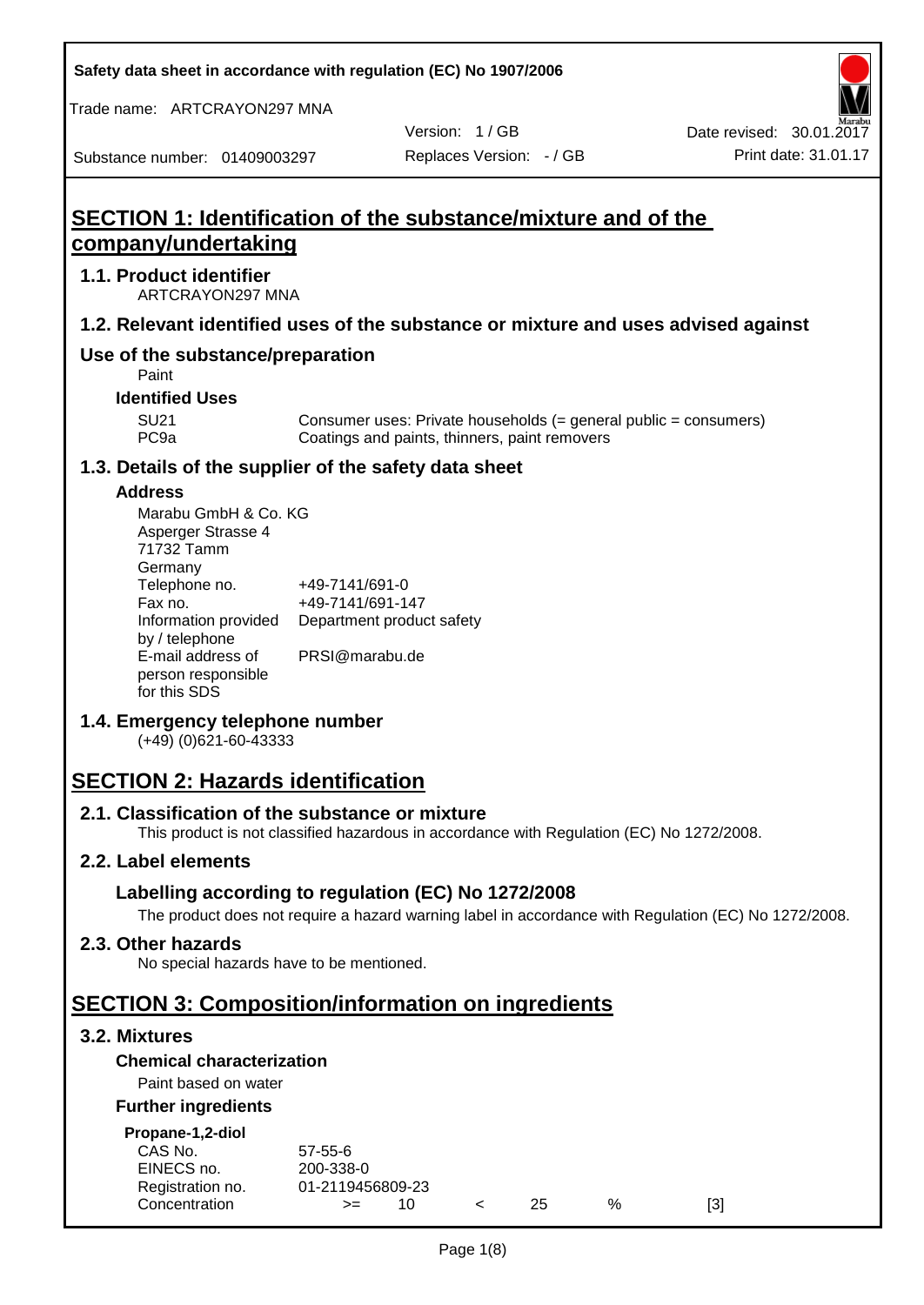Safety data sheet in accordance with regulation (EC) No 1907/2006

Trade name: ARTCRAYON297 MNA

Version: 1 / GB

Date revised: 30.01.2017

Substance number: 01409003297

Replaces Version: - / GB

Print date: 31.01.17

# SECTION 1: Identification of the substance/mixture and of the company/undertaking

## 1.1. Product identifier

ARTCRAYON297 MNA

## 1.2. Relevant identified uses of the substance or mixture and uses advised against

## Use of the substance/preparation

Paint

### Identified Uses

| | |
|---|---|
| SU21 | Consumer uses: Private households (= general public = consumers) |
| PC9a | Coatings and paints, thinners, paint removers |

## 1.3. Details of the supplier of the safety data sheet

### Address

Marabu GmbH & Co. KG
Asperger Strasse 4
71732 Tamm
Germany

| | |
|---|---|
| Telephone no. | +49-7141/691-0 |
| Fax no. | +49-7141/691-147 |
| Information provided by / telephone | Department product safety |
| E-mail address of person responsible for this SDS | PRSI@marabu.de |

## 1.4. Emergency telephone number

(+49) (0)621-60-43333

# SECTION 2: Hazards identification

## 2.1. Classification of the substance or mixture

This product is not classified hazardous in accordance with Regulation (EC) No 1272/2008.

## 2.2. Label elements

### Labelling according to regulation (EC) No 1272/2008

The product does not require a hazard warning label in accordance with Regulation (EC) No 1272/2008.

## 2.3. Other hazards

No special hazards have to be mentioned.

# SECTION 3: Composition/information on ingredients

## 3.2. Mixtures

### Chemical characterization

Paint based on water

### Further ingredients

**Propane-1,2-diol**

| | | | | | | |
|---|---|---|---|---|---|---|
| CAS No. | 57-55-6 | | | | | |
| EINECS no. | 200-338-0 | | | | | |
| Registration no. | 01-2119456809-23 | | | | | |
| Concentration | >= | 10 | < | 25 | % | [3] |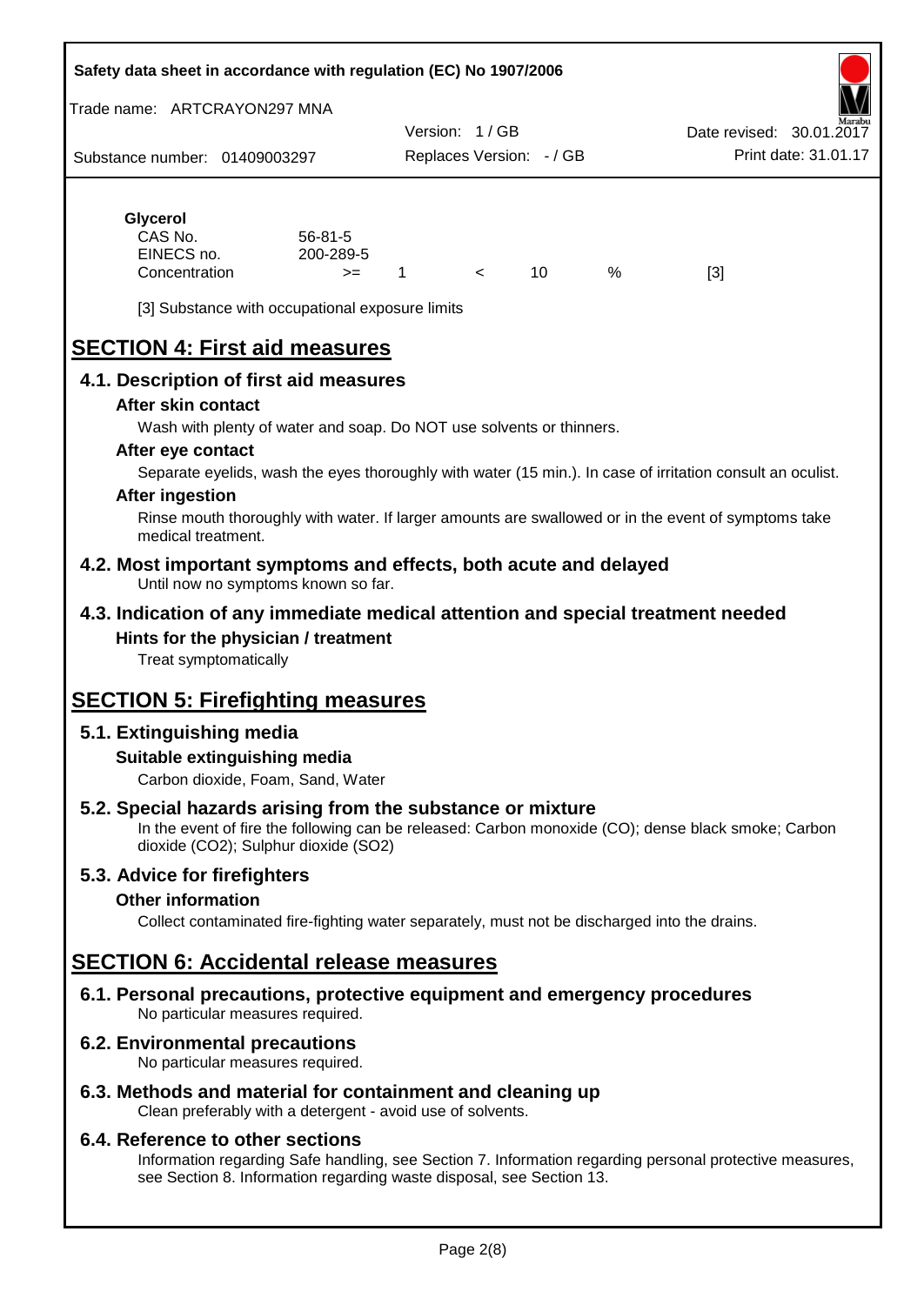**Glycerol**

| | | | | | | |
|---|---|---|---|---|---|---|
| CAS No. | 56-81-5 | | | | | |
| EINECS no. | 200-289-5 | | | | | |
| Concentration | >= | 1 | < | 10 | % | [3] |

[3] Substance with occupational exposure limits

# SECTION 4: First aid measures

## 4.1. Description of first aid measures

### After skin contact

Wash with plenty of water and soap. Do NOT use solvents or thinners.

### After eye contact

Separate eyelids, wash the eyes thoroughly with water (15 min.). In case of irritation consult an oculist.

### After ingestion

Rinse mouth thoroughly with water. If larger amounts are swallowed or in the event of symptoms take medical treatment.

## 4.2. Most important symptoms and effects, both acute and delayed

Until now no symptoms known so far.

## 4.3. Indication of any immediate medical attention and special treatment needed

### Hints for the physician / treatment

Treat symptomatically

# SECTION 5: Firefighting measures

## 5.1. Extinguishing media

### Suitable extinguishing media

Carbon dioxide, Foam, Sand, Water

## 5.2. Special hazards arising from the substance or mixture

In the event of fire the following can be released: Carbon monoxide (CO); dense black smoke; Carbon dioxide ($CO_2$); Sulphur dioxide ($SO_2$)

## 5.3. Advice for firefighters

### Other information

Collect contaminated fire-fighting water separately, must not be discharged into the drains.

# SECTION 6: Accidental release measures

## 6.1. Personal precautions, protective equipment and emergency procedures

No particular measures required.

## 6.2. Environmental precautions

No particular measures required.

## 6.3. Methods and material for containment and cleaning up

Clean preferably with a detergent - avoid use of solvents.

## 6.4. Reference to other sections

Information regarding Safe handling, see Section 7. Information regarding personal protective measures, see Section 8. Information regarding waste disposal, see Section 13.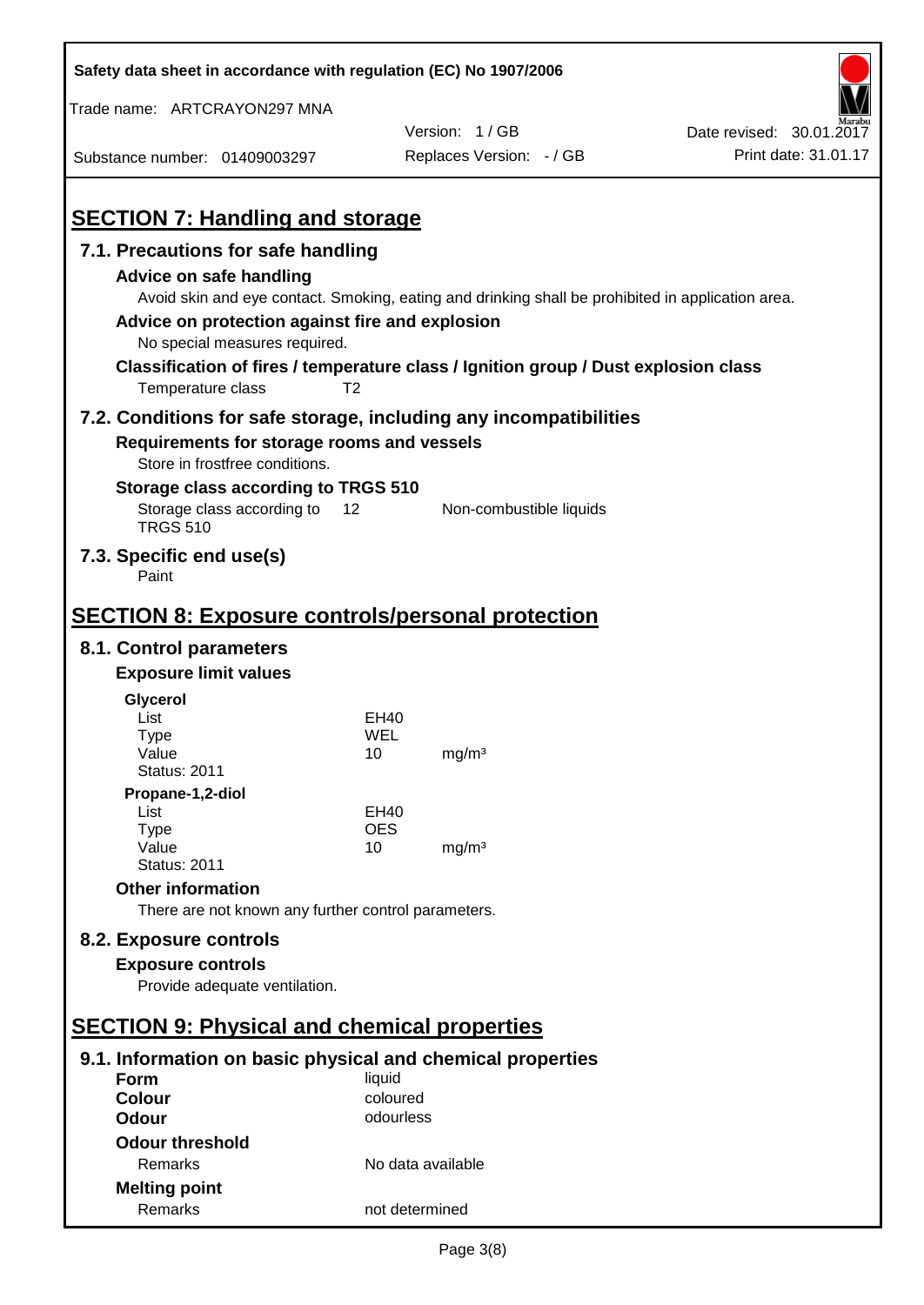## SECTION 7: Handling and storage

### 7.1. Precautions for safe handling

**Advice on safe handling**

Avoid skin and eye contact. Smoking, eating and drinking shall be prohibited in application area.

**Advice on protection against fire and explosion**

No special measures required.

**Classification of fires / temperature class / Ignition group / Dust explosion class**

Temperature class T2

### 7.2. Conditions for safe storage, including any incompatibilities

**Requirements for storage rooms and vessels**

Store in frostfree conditions.

**Storage class according to TRGS 510**

Storage class according to TRGS 510 12 Non-combustible liquids

### 7.3. Specific end use(s)

Paint

## SECTION 8: Exposure controls/personal protection

### 8.1. Control parameters

**Exposure limit values**

**Glycerol**

| | | |
|---|---|---|
| List | EH40 | |
| Type | WEL | |
| Value | 10 | mg/m³ |
| Status: 2011 | | |

**Propane-1,2-diol**

| | | |
|---|---|---|
| List | EH40 | |
| Type | OES | |
| Value | 10 | mg/m³ |
| Status: 2011 | | |

**Other information**

There are not known any further control parameters.

### 8.2. Exposure controls

**Exposure controls**

Provide adequate ventilation.

## SECTION 9: Physical and chemical properties

### 9.1. Information on basic physical and chemical properties

| | |
|---|---|
| **Form** | liquid |
| **Colour** | coloured |
| **Odour** | odourless |
| **Odour threshold** | |
| Remarks | No data available |
| **Melting point** | |
| Remarks | not determined |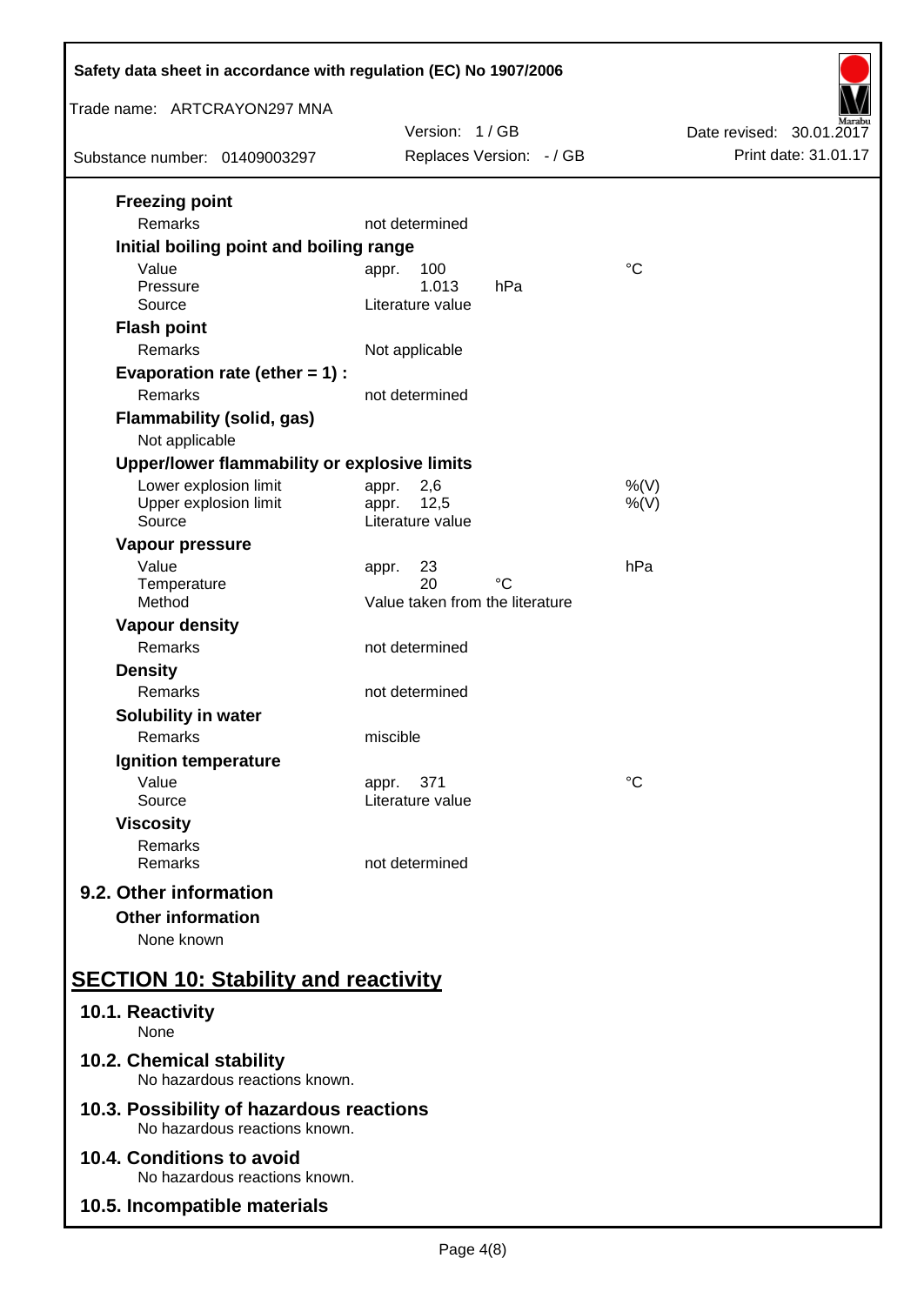### Freezing point

| | | |
|---|---|---|
| Remarks | not determined | |

### Initial boiling point and boiling range

| | | |
|---|---|---|
| Value | appr. 100 | °C |
| Pressure | 1.013 hPa | |
| Source | Literature value | |

### Flash point

| | | |
|---|---|---|
| Remarks | Not applicable | |

### Evaporation rate (ether = 1) :

| | | |
|---|---|---|
| Remarks | not determined | |

### Flammability (solid, gas)

Not applicable

### Upper/lower flammability or explosive limits

| | | |
|---|---|---|
| Lower explosion limit | appr. 2,6 | %(V) |
| Upper explosion limit | appr. 12,5 | %(V) |
| Source | Literature value | |

### Vapour pressure

| | | |
|---|---|---|
| Value | appr. 23 | hPa |
| Temperature | 20 °C | |
| Method | Value taken from the literature | |

### Vapour density

| | | |
|---|---|---|
| Remarks | not determined | |

### Density

| | | |
|---|---|---|
| Remarks | not determined | |

### Solubility in water

| | | |
|---|---|---|
| Remarks | miscible | |

### Ignition temperature

| | | |
|---|---|---|
| Value | appr. 371 | °C |
| Source | Literature value | |

### Viscosity

| | | |
|---|---|---|
| Remarks | | |
| Remarks | not determined | |

## 9.2. Other information

### Other information

None known

# SECTION 10: Stability and reactivity

## 10.1. Reactivity

None

## 10.2. Chemical stability

No hazardous reactions known.

## 10.3. Possibility of hazardous reactions

No hazardous reactions known.

## 10.4. Conditions to avoid

No hazardous reactions known.

## 10.5. Incompatible materials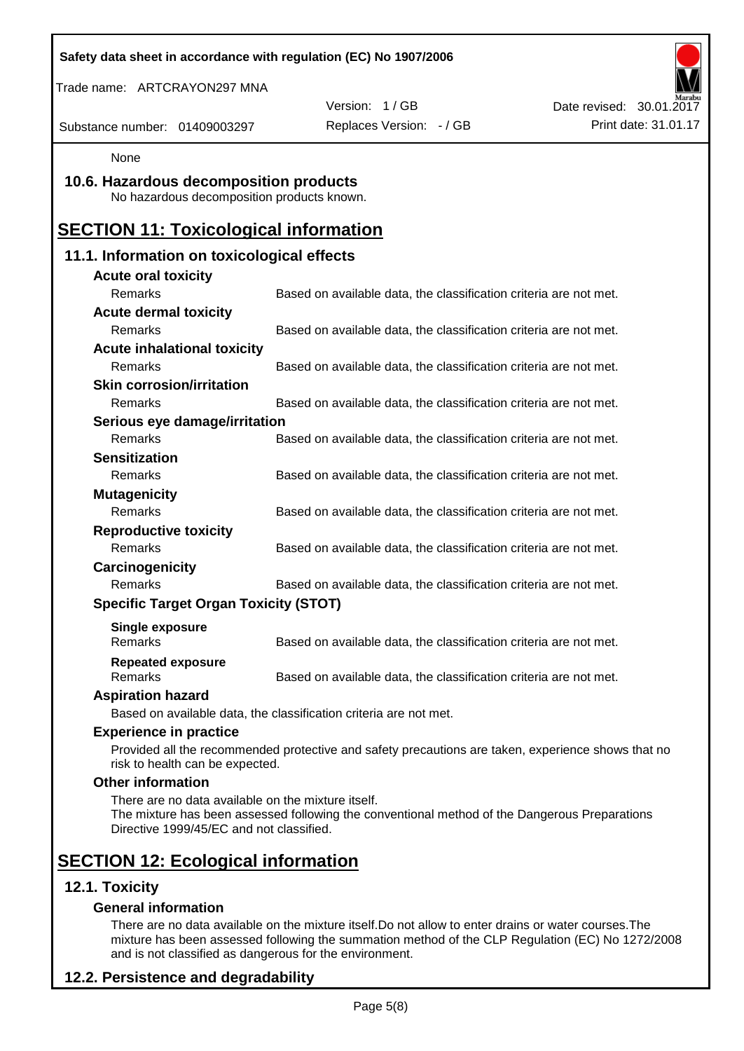None

## 10.6. Hazardous decomposition products

No hazardous decomposition products known.

# SECTION 11: Toxicological information

## 11.1. Information on toxicological effects

**Acute oral toxicity**

| | |
|---|---|
| Remarks | Based on available data, the classification criteria are not met. |

**Acute dermal toxicity**

| | |
|---|---|
| Remarks | Based on available data, the classification criteria are not met. |

**Acute inhalational toxicity**

| | |
|---|---|
| Remarks | Based on available data, the classification criteria are not met. |

**Skin corrosion/irritation**

| | |
|---|---|
| Remarks | Based on available data, the classification criteria are not met. |

**Serious eye damage/irritation**

| | |
|---|---|
| Remarks | Based on available data, the classification criteria are not met. |

**Sensitization**

| | |
|---|---|
| Remarks | Based on available data, the classification criteria are not met. |

**Mutagenicity**

| | |
|---|---|
| Remarks | Based on available data, the classification criteria are not met. |

**Reproductive toxicity**

| | |
|---|---|
| Remarks | Based on available data, the classification criteria are not met. |

**Carcinogenicity**

| | |
|---|---|
| Remarks | Based on available data, the classification criteria are not met. |

**Specific Target Organ Toxicity (STOT)**

**Single exposure**

| | |
|---|---|
| Remarks | Based on available data, the classification criteria are not met. |

**Repeated exposure**

| | |
|---|---|
| Remarks | Based on available data, the classification criteria are not met. |

**Aspiration hazard**

Based on available data, the classification criteria are not met.

**Experience in practice**

Provided all the recommended protective and safety precautions are taken, experience shows that no risk to health can be expected.

**Other information**

There are no data available on the mixture itself.
The mixture has been assessed following the conventional method of the Dangerous Preparations Directive 1999/45/EC and not classified.

# SECTION 12: Ecological information

## 12.1. Toxicity

**General information**

There are no data available on the mixture itself.Do not allow to enter drains or water courses.The mixture has been assessed following the summation method of the CLP Regulation (EC) No 1272/2008 and is not classified as dangerous for the environment.

## 12.2. Persistence and degradability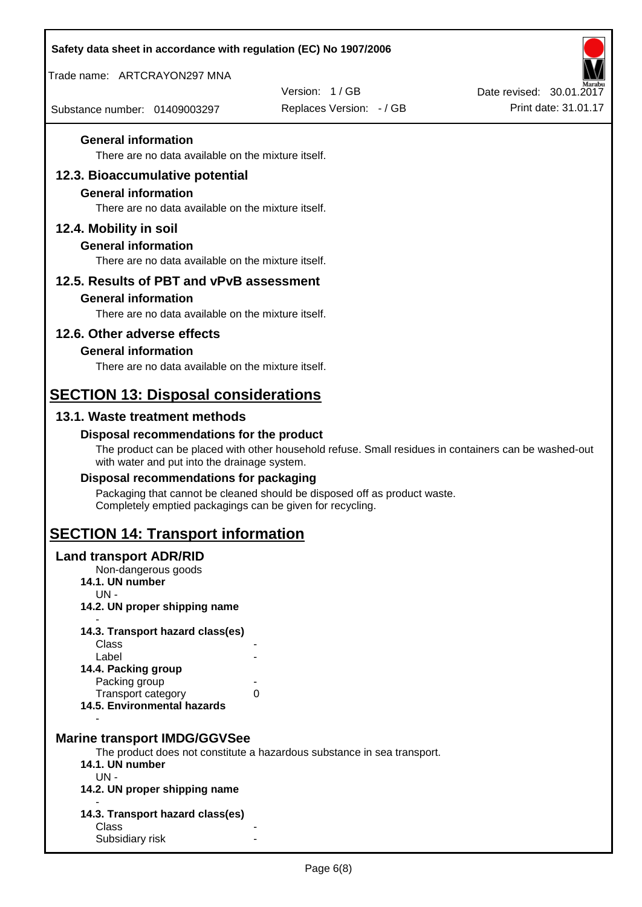### General information

There are no data available on the mixture itself.

## 12.3. Bioaccumulative potential

### General information

There are no data available on the mixture itself.

## 12.4. Mobility in soil

### General information

There are no data available on the mixture itself.

## 12.5. Results of PBT and vPvB assessment

### General information

There are no data available on the mixture itself.

## 12.6. Other adverse effects

### General information

There are no data available on the mixture itself.

# SECTION 13: Disposal considerations

## 13.1. Waste treatment methods

### Disposal recommendations for the product

The product can be placed with other household refuse. Small residues in containers can be washed-out with water and put into the drainage system.

### Disposal recommendations for packaging

Packaging that cannot be cleaned should be disposed off as product waste.
Completely emptied packagings can be given for recycling.

# SECTION 14: Transport information

## Land transport ADR/RID

Non-dangerous goods

**14.1. UN number**

UN -

**14.2. UN proper shipping name**

-

**14.3. Transport hazard class(es)**

| | |
|---|---|
| Class | - |
| Label | - |

**14.4. Packing group**

| | |
|---|---|
| Packing group | - |
| Transport category | 0 |

**14.5. Environmental hazards**

-

## Marine transport IMDG/GGVSee

The product does not constitute a hazardous substance in sea transport.

**14.1. UN number**

UN -

**14.2. UN proper shipping name**

-

**14.3. Transport hazard class(es)**

| | |
|---|---|
| Class | - |
| Subsidiary risk | - |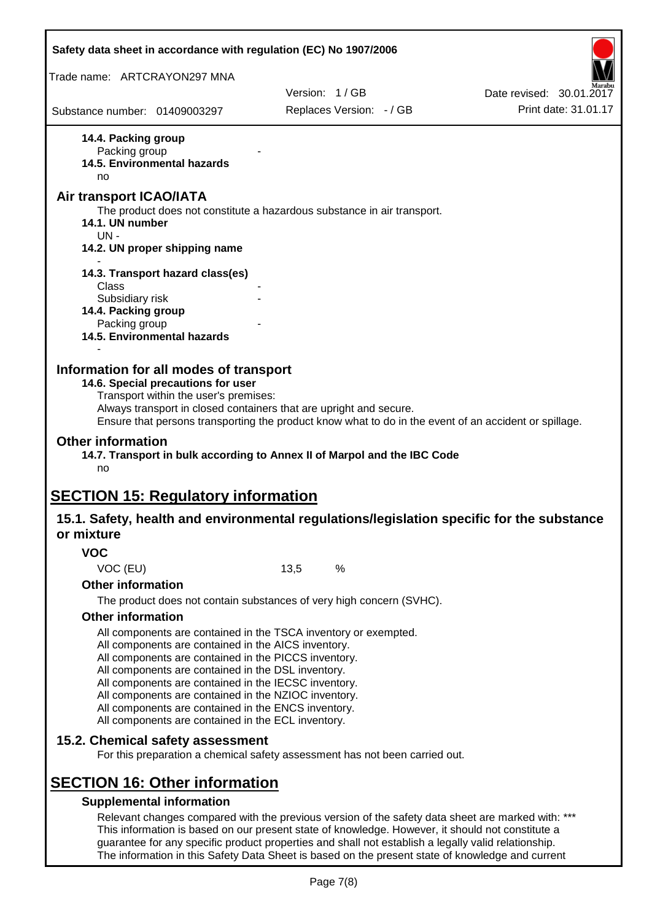**14.4. Packing group**

Packing group -

**14.5. Environmental hazards**

no

## Air transport ICAO/IATA

The product does not constitute a hazardous substance in air transport.

**14.1. UN number**

UN -

**14.2. UN proper shipping name**

-

**14.3. Transport hazard class(es)**

Class -

Subsidiary risk -

**14.4. Packing group**

Packing group -

**14.5. Environmental hazards**

-

## Information for all modes of transport

**14.6. Special precautions for user**

Transport within the user's premises:
Always transport in closed containers that are upright and secure.
Ensure that persons transporting the product know what to do in the event of an accident or spillage.

## Other information

**14.7. Transport in bulk according to Annex II of Marpol and the IBC Code**

no

# SECTION 15: Regulatory information

## 15.1. Safety, health and environmental regulations/legislation specific for the substance or mixture

### VOC

VOC (EU) 13,5 %

### Other information

The product does not contain substances of very high concern (SVHC).

### Other information

All components are contained in the TSCA inventory or exempted.
All components are contained in the AICS inventory.
All components are contained in the PICCS inventory.
All components are contained in the DSL inventory.
All components are contained in the IECSC inventory.
All components are contained in the NZIOC inventory.
All components are contained in the ENCS inventory.
All components are contained in the ECL inventory.

## 15.2. Chemical safety assessment

For this preparation a chemical safety assessment has not been carried out.

# SECTION 16: Other information

### Supplemental information

Relevant changes compared with the previous version of the safety data sheet are marked with: ***
This information is based on our present state of knowledge. However, it should not constitute a guarantee for any specific product properties and shall not establish a legally valid relationship.
The information in this Safety Data Sheet is based on the present state of knowledge and current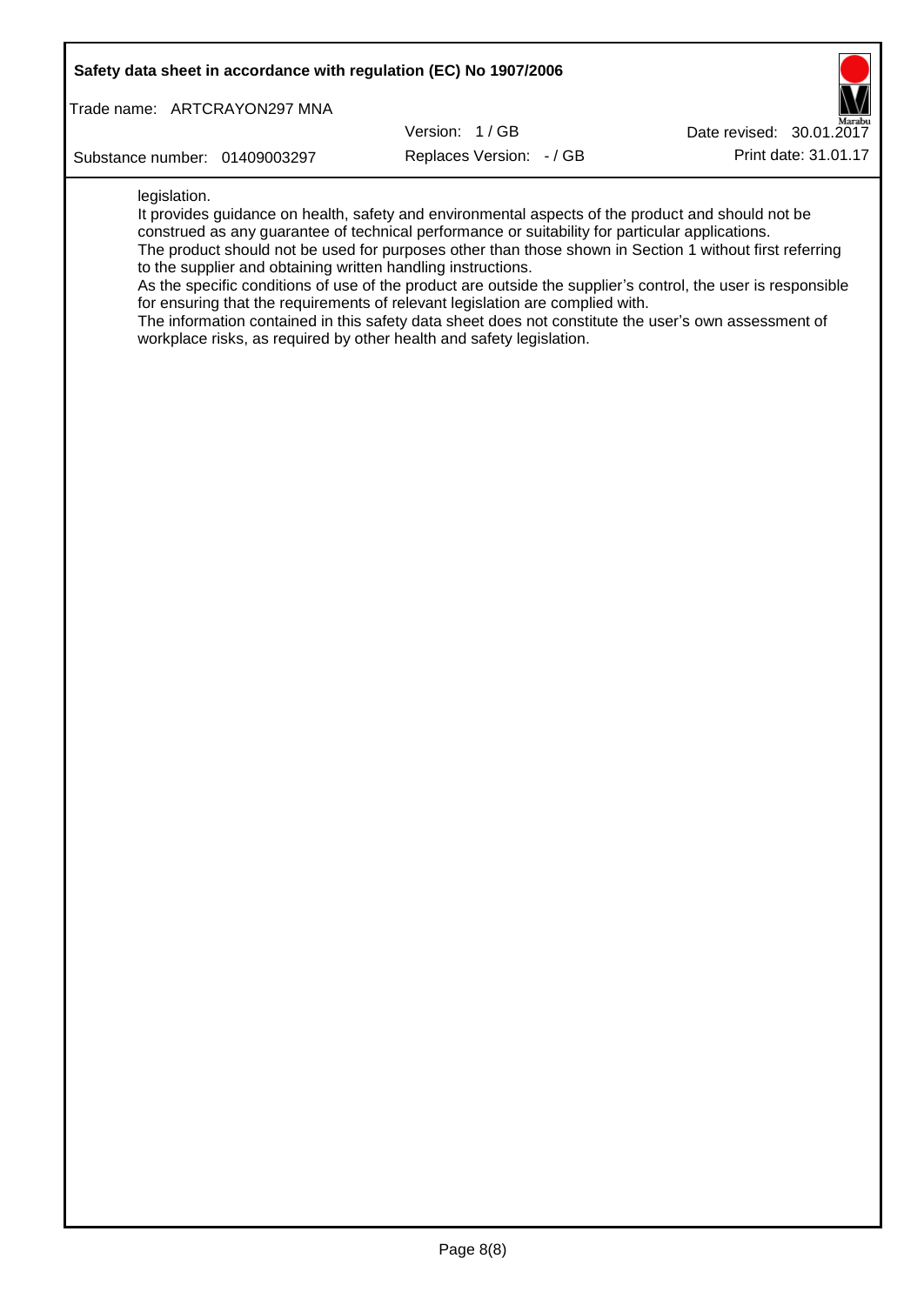legislation.
It provides guidance on health, safety and environmental aspects of the product and should not be construed as any guarantee of technical performance or suitability for particular applications.
The product should not be used for purposes other than those shown in Section 1 without first referring to the supplier and obtaining written handling instructions.
As the specific conditions of use of the product are outside the supplier's control, the user is responsible for ensuring that the requirements of relevant legislation are complied with.
The information contained in this safety data sheet does not constitute the user's own assessment of workplace risks, as required by other health and safety legislation.